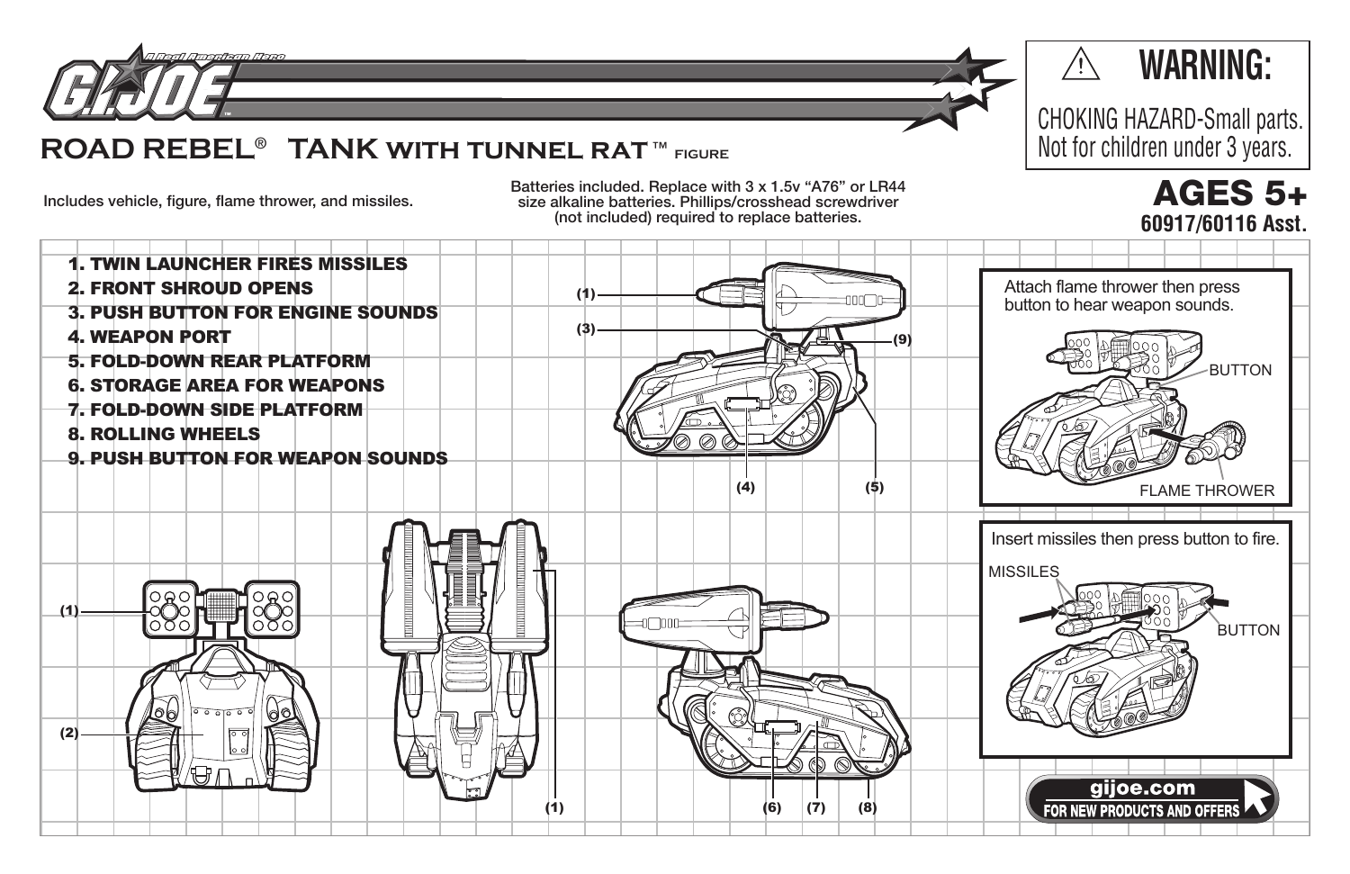G.I. JOE — A Real American Hero

# ROAD REBEL® TANK WITH TUNNEL RAT™ FIGURE

**⚠ WARNING:**
CHOKING HAZARD-Small parts.
Not for children under 3 years.

Includes vehicle, figure, flame thrower, and missiles.

Batteries included. Replace with 3 x 1.5v "A76" or LR44 size alkaline batteries. Phillips/crosshead screwdriver (not included) required to replace batteries.

**AGES 5+**
**60917/60116 Asst.**

1. **TWIN LAUNCHER FIRES MISSILES**
2. **FRONT SHROUD OPENS**
3. **PUSH BUTTON FOR ENGINE SOUNDS**
4. **WEAPON PORT**
5. **FOLD-DOWN REAR PLATFORM**
6. **STORAGE AREA FOR WEAPONS**
7. **FOLD-DOWN SIDE PLATFORM**
8. **ROLLING WHEELS**
9. **PUSH BUTTON FOR WEAPON SOUNDS**

(1) (3) (9) (4) (5)

(1) (2) (1) (6) (7) (8)

Attach flame thrower then press button to hear weapon sounds.

BUTTON

FLAME THROWER

Insert missiles then press button to fire.

MISSILES

BUTTON

**gijoe.com**
**FOR NEW PRODUCTS AND OFFERS**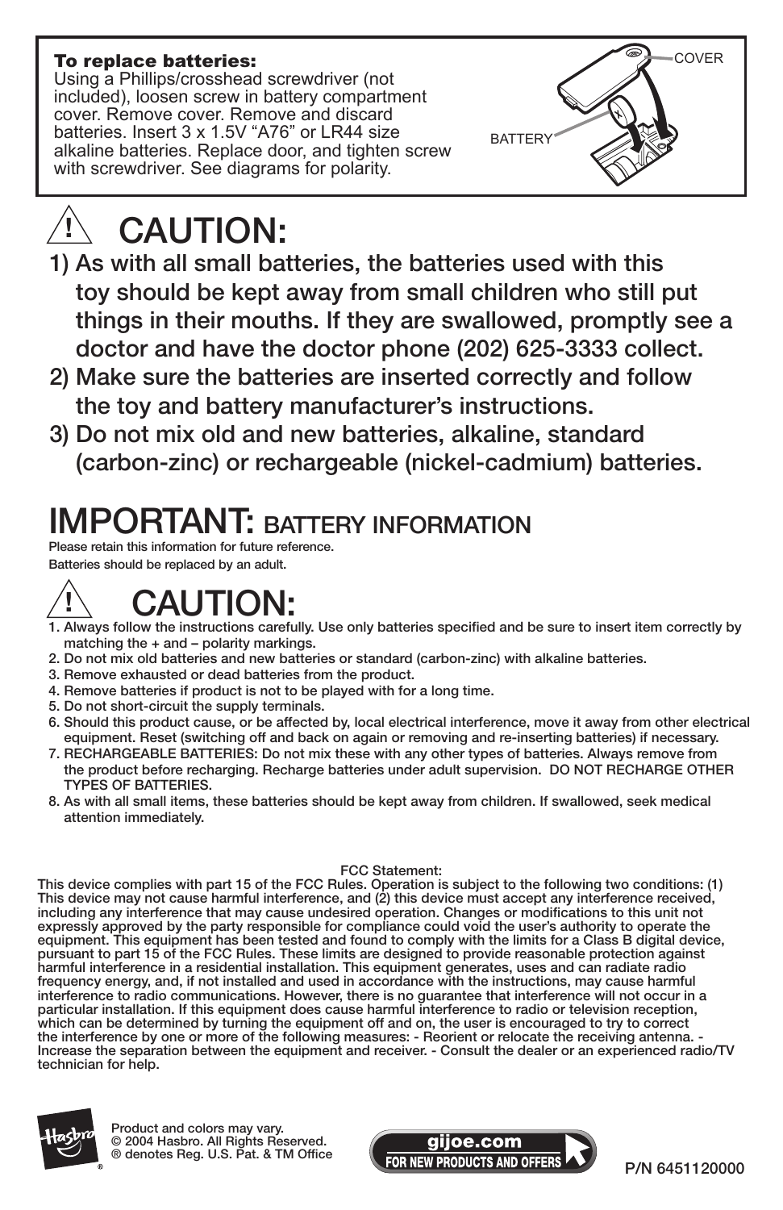**To replace batteries:**
Using a Phillips/crosshead screwdriver (not included), loosen screw in battery compartment cover. Remove cover. Remove and discard batteries. Insert 3 x 1.5V "A76" or LR44 size alkaline batteries. Replace door, and tighten screw with screwdriver. See diagrams for polarity.

COVER

BATTERY

# CAUTION:

1) As with all small batteries, the batteries used with this toy should be kept away from small children who still put things in their mouths. If they are swallowed, promptly see a doctor and have the doctor phone (202) 625-3333 collect.
2) Make sure the batteries are inserted correctly and follow the toy and battery manufacturer's instructions.
3) Do not mix old and new batteries, alkaline, standard (carbon-zinc) or rechargeable (nickel-cadmium) batteries.

# IMPORTANT: BATTERY INFORMATION

Please retain this information for future reference.
Batteries should be replaced by an adult.

# CAUTION:

1. Always follow the instructions carefully. Use only batteries specified and be sure to insert item correctly by matching the + and – polarity markings.
2. Do not mix old batteries and new batteries or standard (carbon-zinc) with alkaline batteries.
3. Remove exhausted or dead batteries from the product.
4. Remove batteries if product is not to be played with for a long time.
5. Do not short-circuit the supply terminals.
6. Should this product cause, or be affected by, local electrical interference, move it away from other electrical equipment. Reset (switching off and back on again or removing and re-inserting batteries) if necessary.
7. RECHARGEABLE BATTERIES: Do not mix these with any other types of batteries. Always remove from the product before recharging. Recharge batteries under adult supervision. DO NOT RECHARGE OTHER TYPES OF BATTERIES.
8. As with all small items, these batteries should be kept away from children. If swallowed, seek medical attention immediately.

**FCC Statement:**

This device complies with part 15 of the FCC Rules. Operation is subject to the following two conditions: (1) This device may not cause harmful interference, and (2) this device must accept any interference received, including any interference that may cause undesired operation. Changes or modifications to this unit not expressly approved by the party responsible for compliance could void the user's authority to operate the equipment. This equipment has been tested and found to comply with the limits for a Class B digital device, pursuant to part 15 of the FCC Rules. These limits are designed to provide reasonable protection against harmful interference in a residential installation. This equipment generates, uses and can radiate radio frequency energy, and, if not installed and used in accordance with the instructions, may cause harmful interference to radio communications. However, there is no guarantee that interference will not occur in a particular installation. If this equipment does cause harmful interference to radio or television reception, which can be determined by turning the equipment off and on, the user is encouraged to try to correct the interference by one or more of the following measures: - Reorient or relocate the receiving antenna. - Increase the separation between the equipment and receiver. - Consult the dealer or an experienced radio/TV technician for help.

Hasbro®

Product and colors may vary.
© 2004 Hasbro. All Rights Reserved.
® denotes Reg. U.S. Pat. & TM Office

gijoe.com
FOR NEW PRODUCTS AND OFFERS

P/N 6451120000